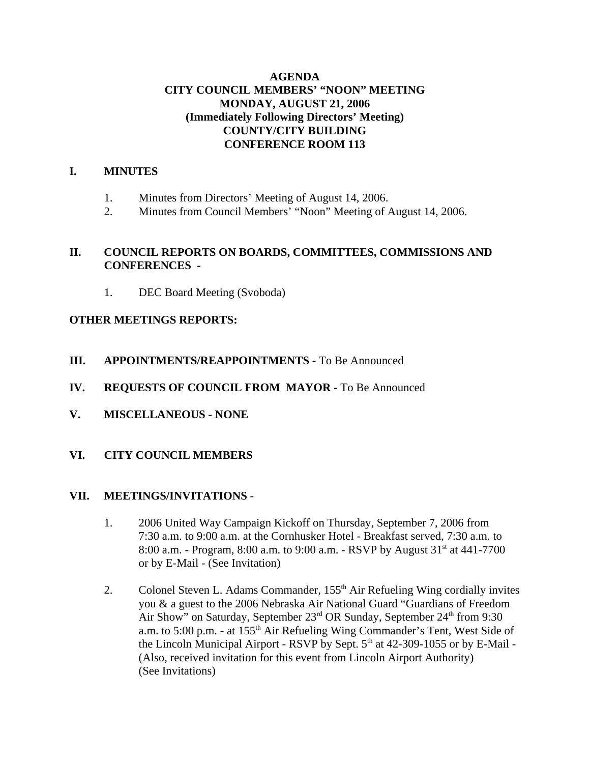# AGENDA
## CITY COUNCIL MEMBERS' "NOON" MEETING
## MONDAY, AUGUST 21, 2006
## (Immediately Following Directors' Meeting)
## COUNTY/CITY BUILDING
## CONFERENCE ROOM 113

**I. MINUTES**

1. Minutes from Directors' Meeting of August 14, 2006.
2. Minutes from Council Members' "Noon" Meeting of August 14, 2006.

**II. COUNCIL REPORTS ON BOARDS, COMMITTEES, COMMISSIONS AND CONFERENCES -**

1. DEC Board Meeting (Svoboda)

**OTHER MEETINGS REPORTS:**

**III. APPOINTMENTS/REAPPOINTMENTS -** To Be Announced

**IV. REQUESTS OF COUNCIL FROM MAYOR -** To Be Announced

**V. MISCELLANEOUS - NONE**

**VI. CITY COUNCIL MEMBERS**

**VII. MEETINGS/INVITATIONS** -

1. 2006 United Way Campaign Kickoff on Thursday, September 7, 2006 from 7:30 a.m. to 9:00 a.m. at the Cornhusker Hotel - Breakfast served, 7:30 a.m. to 8:00 a.m. - Program, 8:00 a.m. to 9:00 a.m. - RSVP by August 31st at 441-7700 or by E-Mail - (See Invitation)

2. Colonel Steven L. Adams Commander, 155th Air Refueling Wing cordially invites you & a guest to the 2006 Nebraska Air National Guard "Guardians of Freedom Air Show" on Saturday, September 23rd OR Sunday, September 24th from 9:30 a.m. to 5:00 p.m. - at 155th Air Refueling Wing Commander's Tent, West Side of the Lincoln Municipal Airport - RSVP by Sept. 5th at 42-309-1055 or by E-Mail - (Also, received invitation for this event from Lincoln Airport Authority) (See Invitations)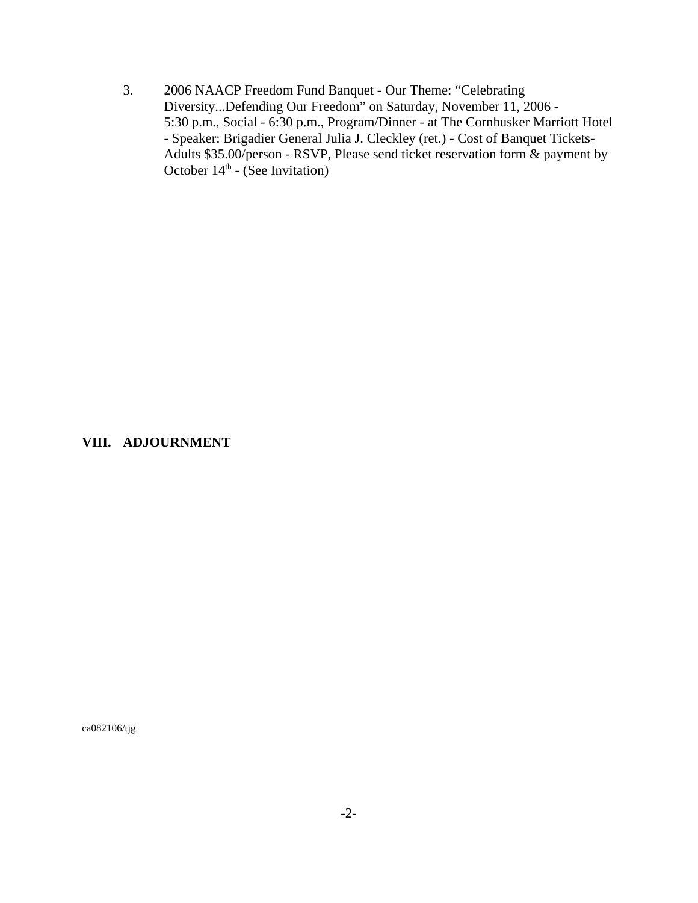3. 2006 NAACP Freedom Fund Banquet - Our Theme: “Celebrating Diversity...Defending Our Freedom” on Saturday, November 11, 2006 - 5:30 p.m., Social - 6:30 p.m., Program/Dinner - at The Cornhusker Marriott Hotel - Speaker: Brigadier General Julia J. Cleckley (ret.) - Cost of Banquet Tickets- Adults $35.00/person - RSVP, Please send ticket reservation form & payment by October 14th - (See Invitation)

**VIII. ADJOURNMENT**

ca082106/tjg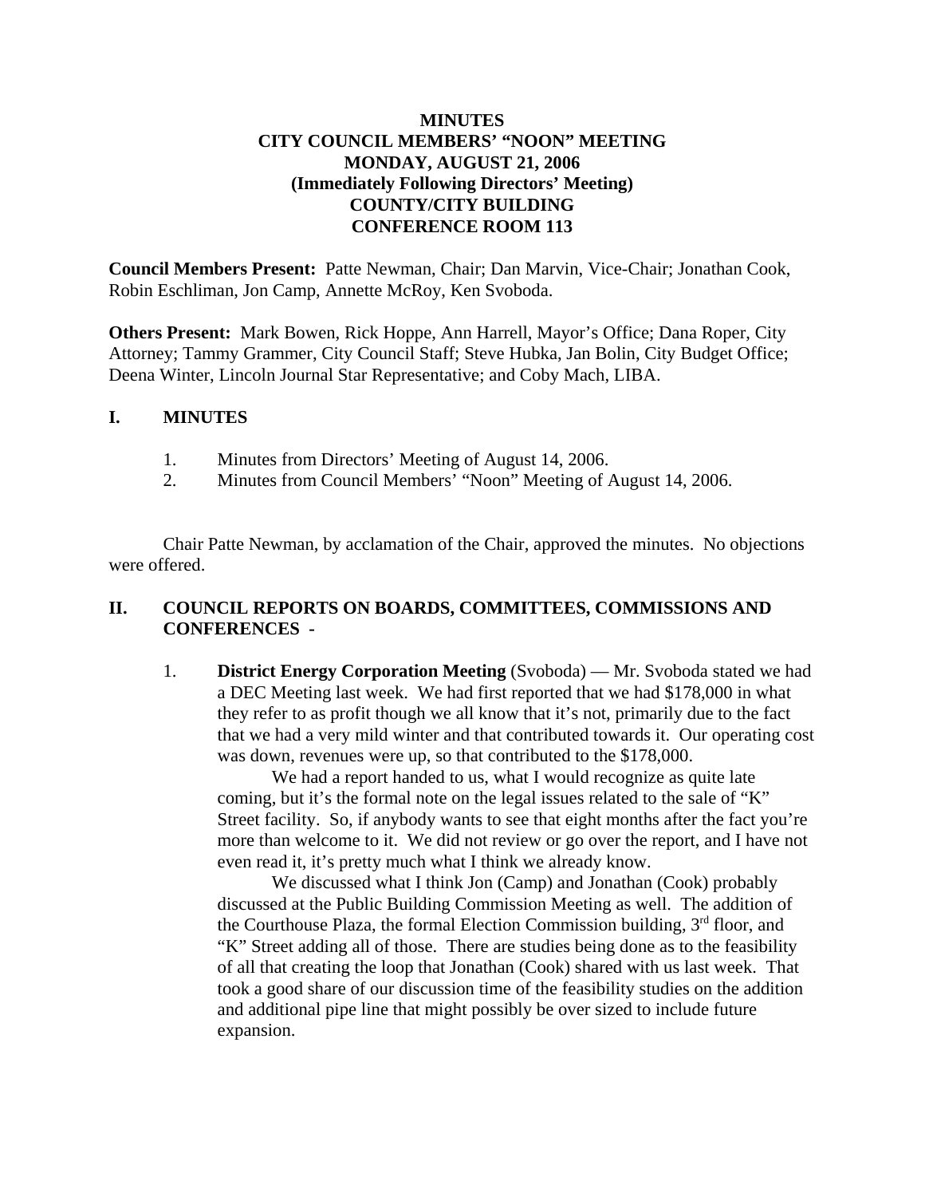**MINUTES**
**CITY COUNCIL MEMBERS' "NOON" MEETING**
**MONDAY, AUGUST 21, 2006**
**(Immediately Following Directors' Meeting)**
**COUNTY/CITY BUILDING**
**CONFERENCE ROOM 113**

**Council Members Present:** Patte Newman, Chair; Dan Marvin, Vice-Chair; Jonathan Cook, Robin Eschliman, Jon Camp, Annette McRoy, Ken Svoboda.

**Others Present:** Mark Bowen, Rick Hoppe, Ann Harrell, Mayor's Office; Dana Roper, City Attorney; Tammy Grammer, City Council Staff; Steve Hubka, Jan Bolin, City Budget Office; Deena Winter, Lincoln Journal Star Representative; and Coby Mach, LIBA.

## I. MINUTES

1. Minutes from Directors' Meeting of August 14, 2006.
2. Minutes from Council Members' "Noon" Meeting of August 14, 2006.

Chair Patte Newman, by acclamation of the Chair, approved the minutes. No objections were offered.

## II. COUNCIL REPORTS ON BOARDS, COMMITTEES, COMMISSIONS AND CONFERENCES -

1. **District Energy Corporation Meeting** (Svoboda) — Mr. Svoboda stated we had a DEC Meeting last week. We had first reported that we had $178,000 in what they refer to as profit though we all know that it's not, primarily due to the fact that we had a very mild winter and that contributed towards it. Our operating cost was down, revenues were up, so that contributed to the $178,000.

   We had a report handed to us, what I would recognize as quite late coming, but it's the formal note on the legal issues related to the sale of "K" Street facility. So, if anybody wants to see that eight months after the fact you're more than welcome to it. We did not review or go over the report, and I have not even read it, it's pretty much what I think we already know.

   We discussed what I think Jon (Camp) and Jonathan (Cook) probably discussed at the Public Building Commission Meeting as well. The addition of the Courthouse Plaza, the formal Election Commission building, 3rd floor, and "K" Street adding all of those. There are studies being done as to the feasibility of all that creating the loop that Jonathan (Cook) shared with us last week. That took a good share of our discussion time of the feasibility studies on the addition and additional pipe line that might possibly be over sized to include future expansion.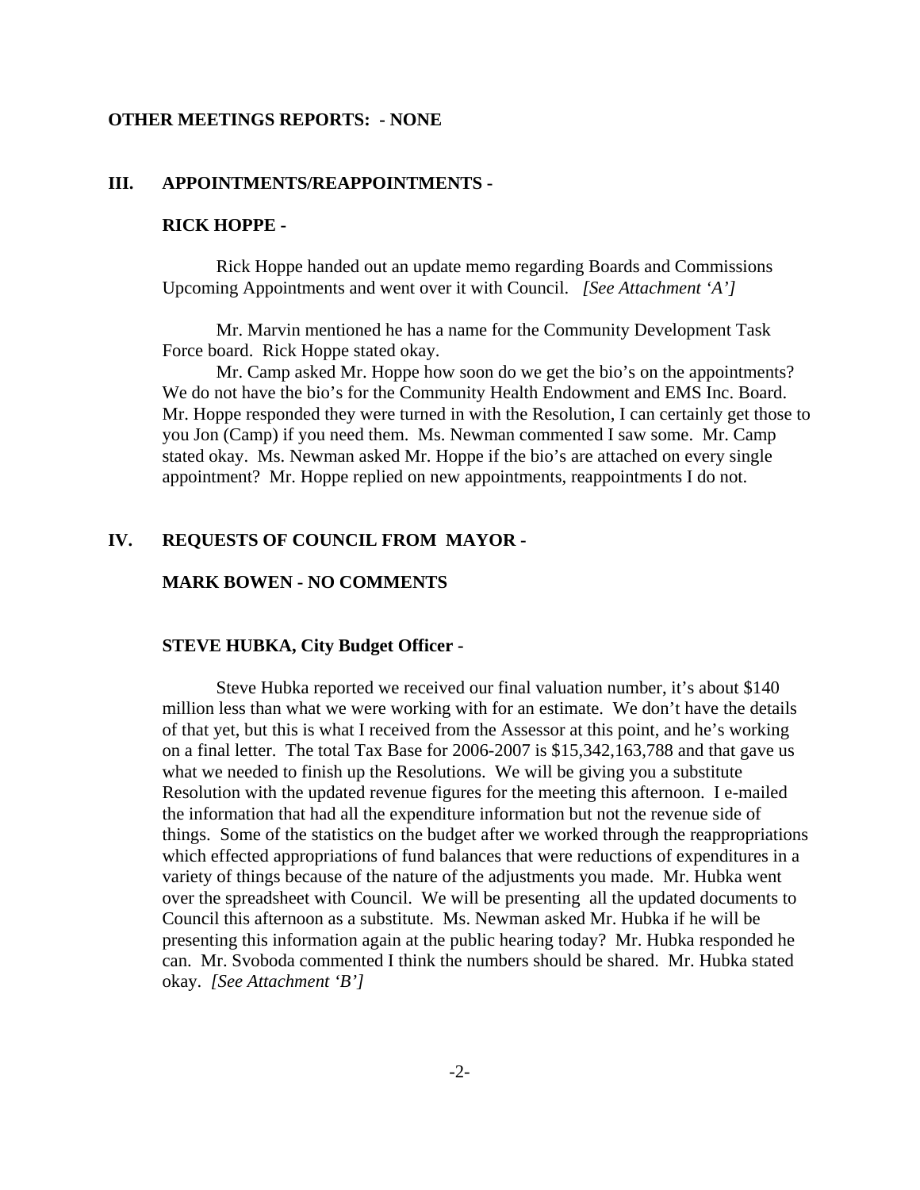**OTHER MEETINGS REPORTS: - NONE**

## III. APPOINTMENTS/REAPPOINTMENTS -

### RICK HOPPE -

Rick Hoppe handed out an update memo regarding Boards and Commissions Upcoming Appointments and went over it with Council. *[See Attachment 'A']*

Mr. Marvin mentioned he has a name for the Community Development Task Force board. Rick Hoppe stated okay.

Mr. Camp asked Mr. Hoppe how soon do we get the bio's on the appointments? We do not have the bio's for the Community Health Endowment and EMS Inc. Board. Mr. Hoppe responded they were turned in with the Resolution, I can certainly get those to you Jon (Camp) if you need them. Ms. Newman commented I saw some. Mr. Camp stated okay. Ms. Newman asked Mr. Hoppe if the bio's are attached on every single appointment? Mr. Hoppe replied on new appointments, reappointments I do not.

## IV. REQUESTS OF COUNCIL FROM MAYOR -

### MARK BOWEN - NO COMMENTS

### STEVE HUBKA, City Budget Officer -

Steve Hubka reported we received our final valuation number, it's about $140 million less than what we were working with for an estimate. We don't have the details of that yet, but this is what I received from the Assessor at this point, and he's working on a final letter. The total Tax Base for 2006-2007 is $15,342,163,788 and that gave us what we needed to finish up the Resolutions. We will be giving you a substitute Resolution with the updated revenue figures for the meeting this afternoon. I e-mailed the information that had all the expenditure information but not the revenue side of things. Some of the statistics on the budget after we worked through the reappropriations which effected appropriations of fund balances that were reductions of expenditures in a variety of things because of the nature of the adjustments you made. Mr. Hubka went over the spreadsheet with Council. We will be presenting all the updated documents to Council this afternoon as a substitute. Ms. Newman asked Mr. Hubka if he will be presenting this information again at the public hearing today? Mr. Hubka responded he can. Mr. Svoboda commented I think the numbers should be shared. Mr. Hubka stated okay. *[See Attachment 'B']*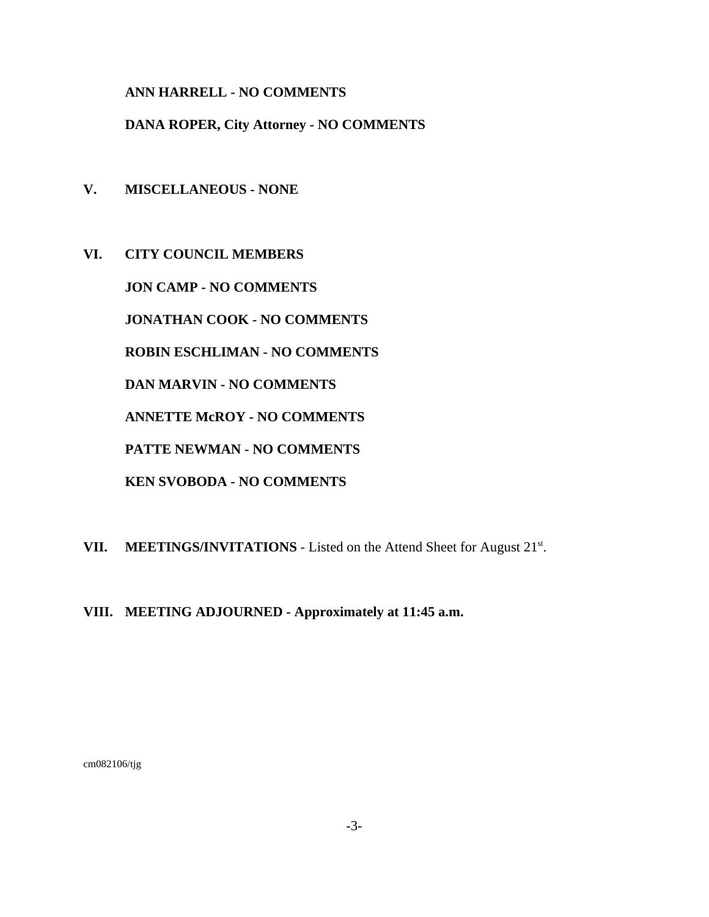**ANN HARRELL - NO COMMENTS**

**DANA ROPER, City Attorney - NO COMMENTS**

## V. MISCELLANEOUS - NONE

## VI. CITY COUNCIL MEMBERS

**JON CAMP - NO COMMENTS**

**JONATHAN COOK - NO COMMENTS**

**ROBIN ESCHLIMAN - NO COMMENTS**

**DAN MARVIN - NO COMMENTS**

**ANNETTE McROY - NO COMMENTS**

**PATTE NEWMAN - NO COMMENTS**

**KEN SVOBODA - NO COMMENTS**

**VII. MEETINGS/INVITATIONS** - Listed on the Attend Sheet for August 21st.

**VIII. MEETING ADJOURNED - Approximately at 11:45 a.m.**

cm082106/tjg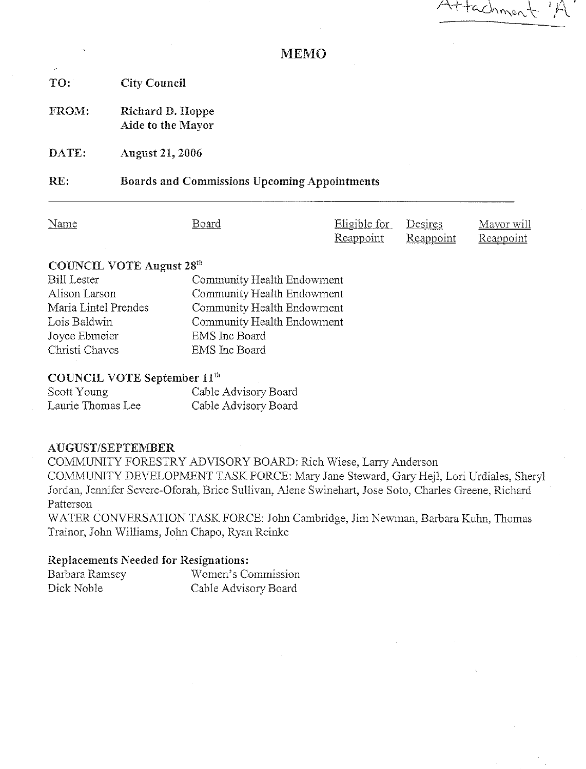Attachment 'A'

# MEMO

**TO:** City Council

**FROM:** Richard D. Hoppe
Aide to the Mayor

**DATE:** August 21, 2006

**RE:** Boards and Commissions Upcoming Appointments

| Name | Board | Eligible for Reappoint | Desires Reappoint | Mayor will Reappoint |
|---|---|---|---|---|
| **COUNCIL VOTE August 28th** | | | | |
| Bill Lester | Community Health Endowment | | | |
| Alison Larson | Community Health Endowment | | | |
| Maria Lintel Prendes | Community Health Endowment | | | |
| Lois Baldwin | Community Health Endowment | | | |
| Joyce Ebmeier | EMS Inc Board | | | |
| Christi Chaves | EMS Inc Board | | | |
| **COUNCIL VOTE September 11th** | | | | |
| Scott Young | Cable Advisory Board | | | |
| Laurie Thomas Lee | Cable Advisory Board | | | |

**AUGUST/SEPTEMBER**

COMMUNITY FORESTRY ADVISORY BOARD: Rich Wiese, Larry Anderson

COMMUNITY DEVELOPMENT TASK FORCE: Mary Jane Steward, Gary Hejl, Lori Urdiales, Sheryl Jordan, Jennifer Severe-Oforah, Brice Sullivan, Alene Swinehart, Jose Soto, Charles Greene, Richard Patterson

WATER CONVERSATION TASK FORCE: John Cambridge, Jim Newman, Barbara Kuhn, Thomas Trainor, John Williams, John Chapo, Ryan Reinke

**Replacements Needed for Resignations:**

| Name | Board |
|---|---|
| Barbara Ramsey | Women's Commission |
| Dick Noble | Cable Advisory Board |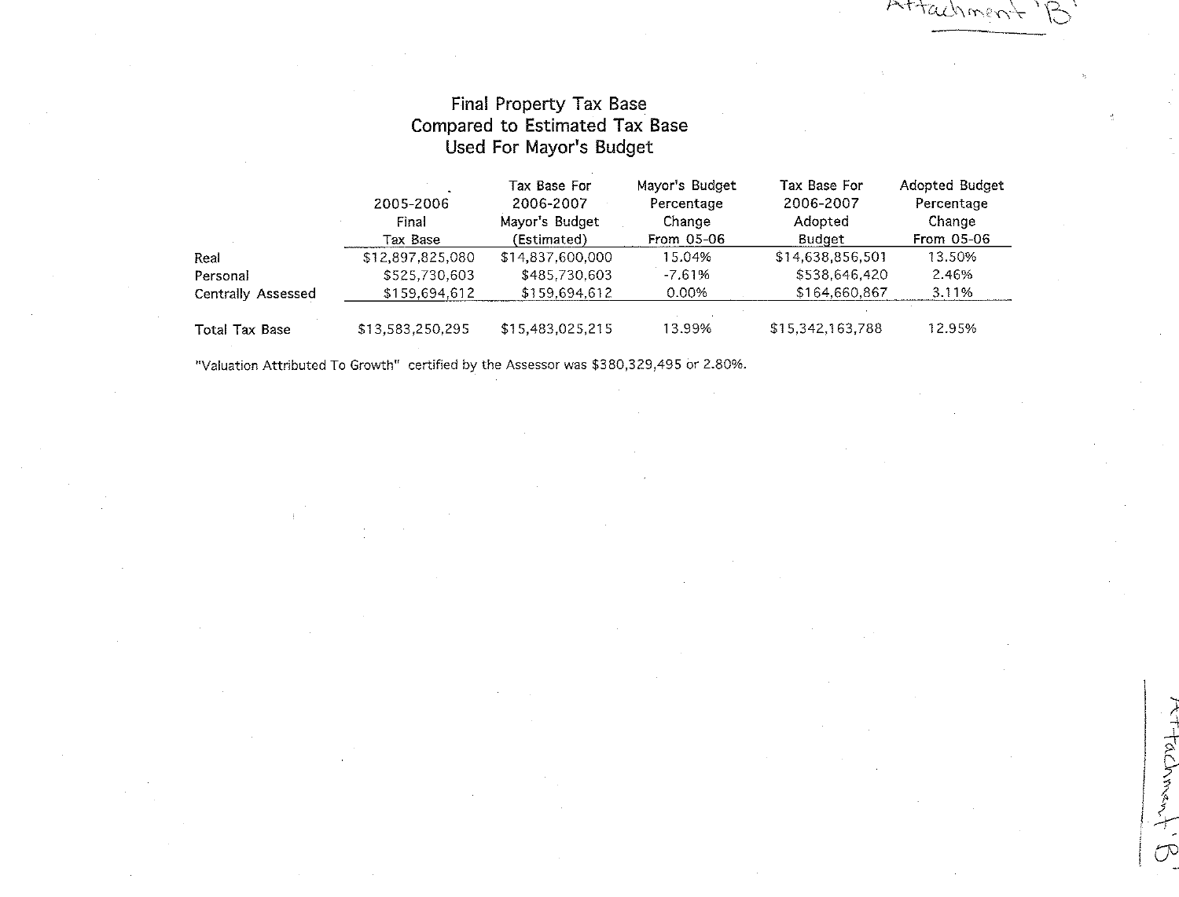Attachment 'B'

# Final Property Tax Base
## Compared to Estimated Tax Base
## Used For Mayor's Budget

| | 2005-2006 Final Tax Base | Tax Base For 2006-2007 Mayor's Budget (Estimated) | Mayor's Budget Percentage Change From 05-06 | Tax Base For 2006-2007 Adopted Budget | Adopted Budget Percentage Change From 05-06 |
|---|---|---|---|---|---|
| Real | $12,897,825,080 | $14,837,600,000 | 15.04% | $14,638,856,501 | 13.50% |
| Personal | $525,730,603 | $485,730,603 | -7.61% | $538,646,420 | 2.46% |
| Centrally Assessed | $159,694,612 | $159,694,612 | 0.00% | $164,660,867 | 3.11% |
| Total Tax Base | $13,583,250,295 | $15,483,025,215 | 13.99% | $15,342,163,788 | 12.95% |

"Valuation Attributed To Growth" certified by the Assessor was $380,329,495 or 2.80%.

Attachment 'B'